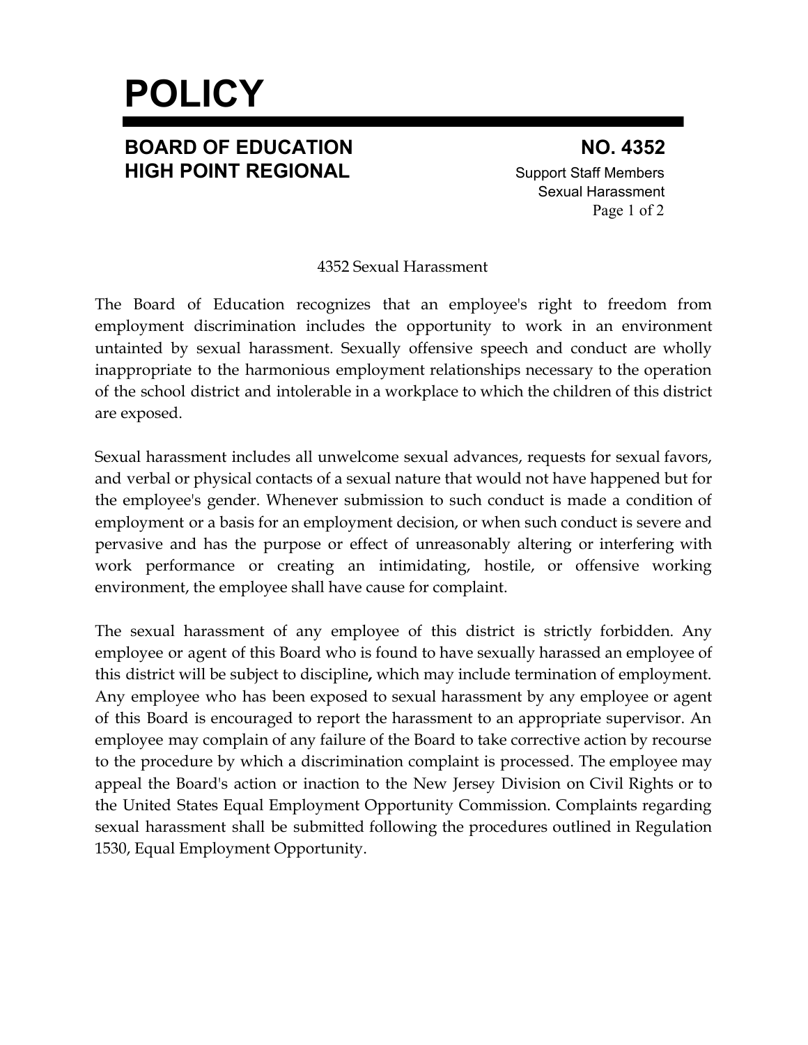# POLICY

**BOARD OF EDUCATION**
**HIGH POINT REGIONAL**

**NO. 4352**
Support Staff Members
Sexual Harassment

4352 Sexual Harassment

The Board of Education recognizes that an employee's right to freedom from employment discrimination includes the opportunity to work in an environment untainted by sexual harassment. Sexually offensive speech and conduct are wholly inappropriate to the harmonious employment relationships necessary to the operation of the school district and intolerable in a workplace to which the children of this district are exposed.

Sexual harassment includes all unwelcome sexual advances, requests for sexual favors, and verbal or physical contacts of a sexual nature that would not have happened but for the employee's gender. Whenever submission to such conduct is made a condition of employment or a basis for an employment decision, or when such conduct is severe and pervasive and has the purpose or effect of unreasonably altering or interfering with work performance or creating an intimidating, hostile, or offensive working environment, the employee shall have cause for complaint.

The sexual harassment of any employee of this district is strictly forbidden. Any employee or agent of this Board who is found to have sexually harassed an employee of this district will be subject to discipline, which may include termination of employment. Any employee who has been exposed to sexual harassment by any employee or agent of this Board is encouraged to report the harassment to an appropriate supervisor. An employee may complain of any failure of the Board to take corrective action by recourse to the procedure by which a discrimination complaint is processed. The employee may appeal the Board's action or inaction to the New Jersey Division on Civil Rights or to the United States Equal Employment Opportunity Commission. Complaints regarding sexual harassment shall be submitted following the procedures outlined in Regulation 1530, Equal Employment Opportunity.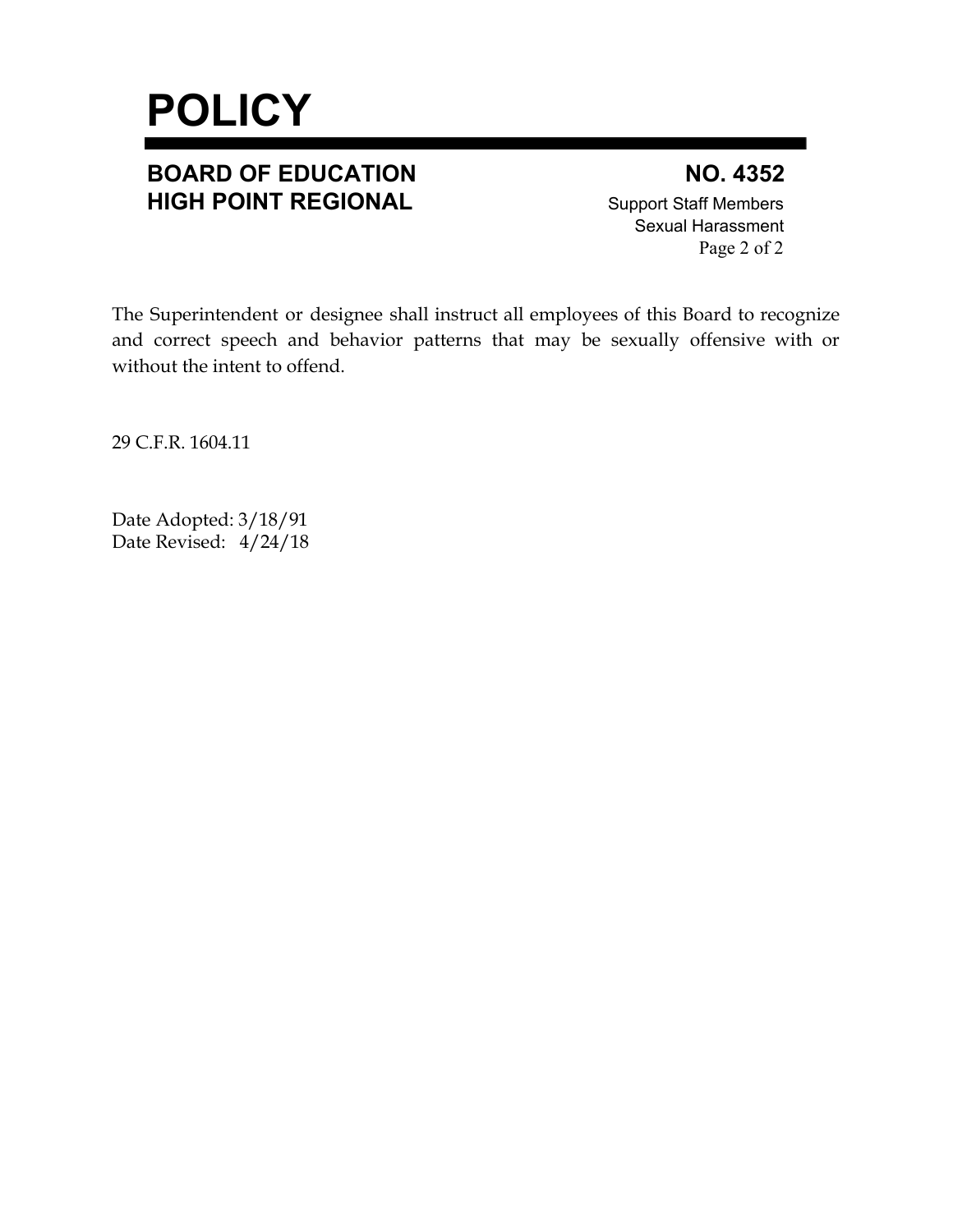The Superintendent or designee shall instruct all employees of this Board to recognize and correct speech and behavior patterns that may be sexually offensive with or without the intent to offend.

29 C.F.R. 1604.11

Date Adopted: 3/18/91
Date Revised: 4/24/18